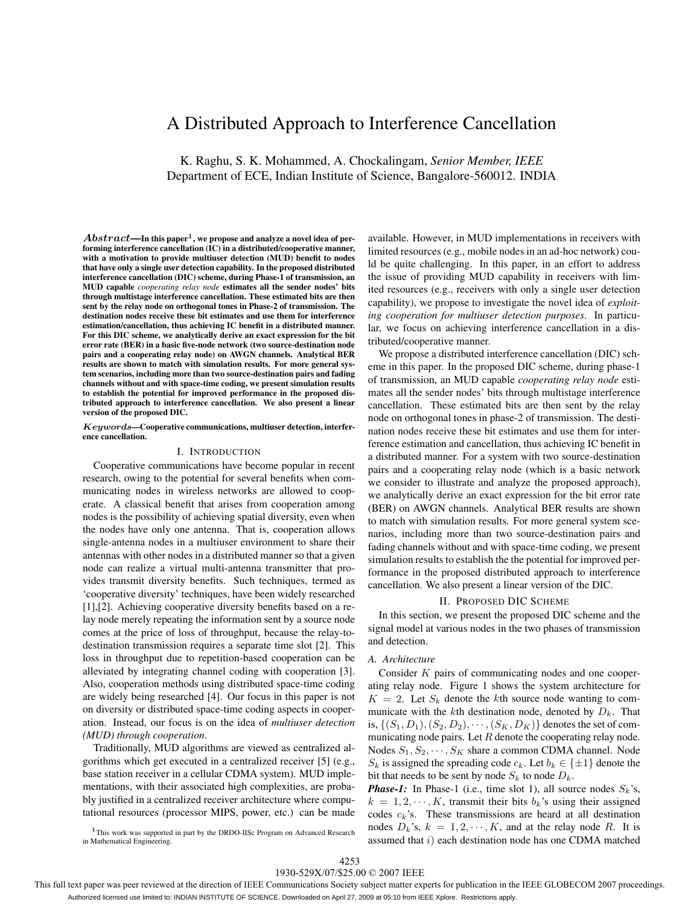# A Distributed Approach to Interference Cancellation

K. Raghu, S. K. Mohammed, A. Chockalingam, *Senior Member, IEEE*
Department of ECE, Indian Institute of Science, Bangalore-560012. INDIA

***Abstract*—In this paper[1], we propose and analyze a novel idea of performing interference cancellation (IC) in a distributed/cooperative manner, with a motivation to provide multiuser detection (MUD) benefit to nodes that have only a single user detection capability. In the proposed distributed interference cancellation (DIC) scheme, during Phase-1 of transmission, an MUD capable *cooperating relay node* estimates all the sender nodes' bits through multistage interference cancellation. These estimated bits are then sent by the relay node on orthogonal tones in Phase-2 of transmission. The destination nodes receive these bit estimates and use them for interference estimation/cancellation, thus achieving IC benefit in a distributed manner. For this DIC scheme, we analytically derive an exact expression for the bit error rate (BER) in a basic five-node network (two source-destination node pairs and a cooperating relay node) on AWGN channels. Analytical BER results are shown to match with simulation results. For more general system scenarios, including more than two source-destination pairs and fading channels without and with space-time coding, we present simulation results to establish the potential for improved performance in the proposed distributed approach to interference cancellation. We also present a linear version of the proposed DIC.**

***Keywords*—Cooperative communications, multiuser detection, interference cancellation.**

## I. Introduction

Cooperative communications have become popular in recent research, owing to the potential for several benefits when communicating nodes in wireless networks are allowed to cooperate. A classical benefit that arises from cooperation among nodes is the possibility of achieving spatial diversity, even when the nodes have only one antenna. That is, cooperation allows single-antenna nodes in a multiuser environment to share their antennas with other nodes in a distributed manner so that a given node can realize a virtual multi-antenna transmitter that provides transmit diversity benefits. Such techniques, termed as 'cooperative diversity' techniques, have been widely researched [1],[2]. Achieving cooperative diversity benefits based on a relay node merely repeating the information sent by a source node comes at the price of loss of throughput, because the relay-to-destination transmission requires a separate time slot [2]. This loss in throughput due to repetition-based cooperation can be alleviated by integrating channel coding with cooperation [3]. Also, cooperation methods using distributed space-time coding are widely being researched [4]. Our focus in this paper is not on diversity or distributed space-time coding aspects in cooperation. Instead, our focus is on the idea of *multiuser detection (MUD) through cooperation*.

Traditionally, MUD algorithms are viewed as centralized algorithms which get executed in a centralized receiver [5] (e.g., base station receiver in a cellular CDMA system). MUD implementations, with their associated high complexities, are probably justified in a centralized receiver architecture where computational resources (processor MIPS, power, etc.) can be made available. However, in MUD implementations in receivers with limited resources (e.g., mobile nodes in an ad-hoc network) could be quite challenging. In this paper, in an effort to address the issue of providing MUD capability in receivers with limited resources (e.g., receivers with only a single user detection capability), we propose to investigate the novel idea of *exploiting cooperation for multiuser detection purposes*. In particular, we focus on achieving interference cancellation in a distributed/cooperative manner.

We propose a distributed interference cancellation (DIC) scheme in this paper. In the proposed DIC scheme, during phase-1 of transmission, an MUD capable *cooperating relay node* estimates all the sender nodes' bits through multistage interference cancellation. These estimated bits are then sent by the relay node on orthogonal tones in phase-2 of transmission. The destination nodes receive these bit estimates and use them for interference estimation and cancellation, thus achieving IC benefit in a distributed manner. For a system with two source-destination pairs and a cooperating relay node (which is a basic network we consider to illustrate and analyze the proposed approach), we analytically derive an exact expression for the bit error rate (BER) on AWGN channels. Analytical BER results are shown to match with simulation results. For more general system scenarios, including more than two source-destination pairs and fading channels without and with space-time coding, we present simulation results to establish the the potential for improved performance in the proposed distributed approach to interference cancellation. We also present a linear version of the DIC.

## II. Proposed DIC Scheme

In this section, we present the proposed DIC scheme and the signal model at various nodes in the two phases of transmission and detection.

### A. Architecture

Consider $K$ pairs of communicating nodes and one cooperating relay node. Figure 1 shows the system architecture for $K = 2$. Let $S_k$ denote the $k$th source node wanting to communicate with the $k$th destination node, denoted by $D_k$. That is, $\{(S_1, D_1), (S_2, D_2), \cdots, (S_K, D_K)\}$ denotes the set of communicating node pairs. Let $R$ denote the cooperating relay node. Nodes $S_1, S_2, \cdots, S_K$ share a common CDMA channel. Node $S_k$ is assigned the spreading code $c_k$. Let $b_k \in \{\pm 1\}$ denote the bit that needs to be sent by node $S_k$ to node $D_k$.

***Phase-1:*** In Phase-1 (i.e., time slot 1), all source nodes $S_k$'s, $k = 1, 2, \cdots, K$, transmit their bits $b_k$'s using their assigned codes $c_k$'s. These transmissions are heard at all destination nodes $D_k$'s, $k = 1, 2, \cdots, K$, and at the relay node $R$. It is assumed that $i)$ each destination node has one CDMA matched

[1]This work was supported in part by the DRDO-IISc Program on Advanced Research in Mathematical Engineering.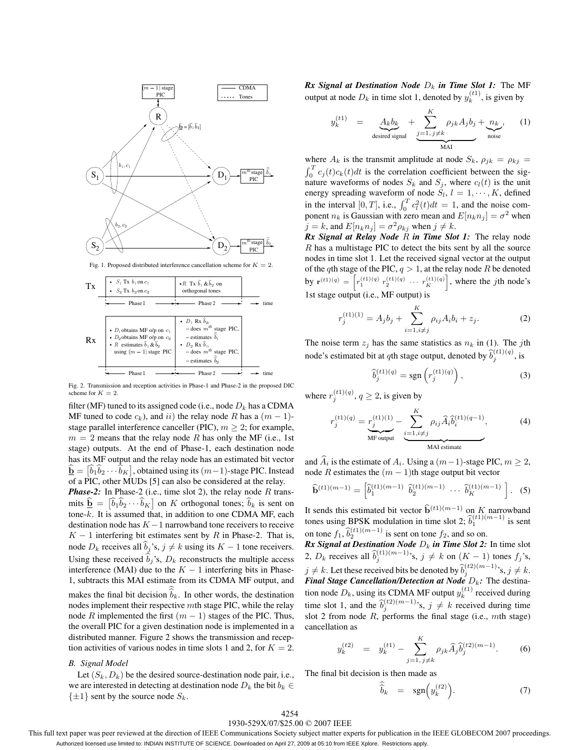Fig. 1. Proposed distributed interference cancellation scheme for $K = 2$.

Fig. 2. Transmission and reception activities in Phase-1 and Phase-2 in the proposed DIC scheme for $K = 2$.

filter (MF) tuned to its assigned code (i.e., node $D_k$ has a CDMA MF tuned to code $c_k$), and $ii)$ the relay node $R$ has a $(m-1)$-stage parallel interference canceller (PIC), $m \geq 2$; for example, $m = 2$ means that the relay node $R$ has only the MF (i.e., 1st stage) outputs. At the end of Phase-1, each destination node has its MF output and the relay node has an estimated bit vector $\underline{\widehat{\mathbf{b}}} = \left[\widehat{b}_1 \widehat{b}_2 \cdots \widehat{b}_K\right]$, obtained using its $(m-1)$-stage PIC. Instead of a PIC, other MUDs [5] can also be considered at the relay.

***Phase-2:*** In Phase-2 (i.e., time slot 2), the relay node $R$ transmits $\underline{\widehat{\mathbf{b}}} = \left[\widehat{b}_1 \widehat{b}_2 \cdots \widehat{b}_K\right]$ on $K$ orthogonal tones; $\widehat{b}_k$ is sent on tone-$k$. It is assumed that, in addition to one CDMA MF, each destination node has $K-1$ narrowband tone receivers to receive $K-1$ interfering bit estimates sent by $R$ in Phase-2. That is, node $D_k$ receives all $\widehat{b}_j$'s, $j \neq k$ using its $K-1$ tone receivers. Using these received $\widehat{b}_j$'s, $D_k$ reconstructs the multiple access interference (MAI) due to the $K-1$ interfering bits in Phase-1, subtracts this MAI estimate from its CDMA MF output, and makes the final bit decision $\widehat{\widehat{b}}_k$. In other words, the destination nodes implement their respective $m$th stage PIC, while the relay node $R$ implemented the first $(m-1)$ stages of the PIC. Thus, the overall PIC for a given destination node is implemented in a distributed manner. Figure 2 shows the transmission and reception activities of various nodes in time slots 1 and 2, for $K = 2$.

### *B. Signal Model*

Let $(S_k, D_k)$ be the desired source-destination node pair, i.e., we are interested in detecting at destination node $D_k$ the bit $b_k \in \{\pm 1\}$ sent by the source node $S_k$.

***Rx Signal at Destination Node $D_k$ in Time Slot 1:*** The MF output at node $D_k$ in time slot 1, denoted by $y_k^{(t1)}$, is given by

$$y_k^{(t1)} = \underbrace{A_k b_k}_{\text{desired signal}} + \underbrace{\sum_{j=1,\, j\neq k}^{K} \rho_{jk} A_j b_j}_{\text{MAI}} + \underbrace{n_k}_{\text{noise}}, \tag{1}$$

where $A_k$ is the transmit amplitude at node $S_k$, $\rho_{jk} = \rho_{kj} = \int_0^T c_j(t)c_k(t)dt$ is the correlation coefficient between the signature waveforms of nodes $S_k$ and $S_j$, where $c_l(t)$ is the unit energy spreading waveform of node $S_l$, $l = 1, \cdots, K$, defined in the interval $[0, T]$, i.e., $\int_0^T c_l^2(t)dt = 1$, and the noise component $n_k$ is Gaussian with zero mean and $E[n_k n_j] = \sigma^2$ when $j = k$, and $E[n_k n_j] = \sigma^2 \rho_{kj}$ when $j \neq k$.

***Rx Signal at Relay Node $R$ in Time Slot 1:*** The relay node $R$ has a multistage PIC to detect the bits sent by all the source nodes in time slot 1. Let the received signal vector at the output of the $q$th stage of the PIC, $q > 1$, at the relay node $R$ be denoted by $\mathbf{r}^{(t1)(q)} = \left[r_1^{(t1)(q)}\ r_2^{(t1)(q)}\ \cdots\ r_K^{(t1)(q)}\right]$, where the $j$th node's 1st stage output (i.e., MF output) is

$$r_j^{(t1)(1)} = A_j b_j + \sum_{i=1, i\neq j}^{K} \rho_{ij} A_i b_i + z_j. \tag{2}$$

The noise term $z_j$ has the same statistics as $n_k$ in (1). The $j$th node's estimated bit at $q$th stage output, denoted by $\widehat{b}_j^{(t1)(q)}$, is

$$\widehat{b}_j^{(t1)(q)} = \text{sgn}\left(r_j^{(t1)(q)}\right), \tag{3}$$

where $r_j^{(t1)(q)}$, $q \geq 2$, is given by

$$r_j^{(t1)(q)} = \underbrace{r_j^{(t1)(1)}}_{\text{MF output}} - \underbrace{\sum_{i=1, i\neq j}^{K} \rho_{ij} \widehat{A}_i \widehat{b}_i^{(t1)(q-1)}}_{\text{MAI estimate}}, \tag{4}$$

and $\widehat{A}_i$ is the estimate of $A_i$. Using a $(m-1)$-stage PIC, $m \geq 2$, node $R$ estimates the $(m-1)$th stage output bit vector

$$\widehat{\mathbf{b}}^{(t1)(m-1)} = \left[\widehat{b}_1^{(t1)(m-1)}\ \widehat{b}_2^{(t1)(m-1)}\ \cdots\ \widehat{b}_K^{(t1)(m-1)}\right]. \tag{5}$$

It sends this estimated bit vector $\widehat{\mathbf{b}}^{(t1)(m-1)}$ on $K$ narrowband tones using BPSK modulation in time slot 2; $\widehat{b}_1^{(t1)(m-1)}$ is sent on tone $f_1$, $\widehat{b}_2^{(t1)(m-1)}$ is sent on tone $f_2$, and so on.

***Rx Signal at Destination Node $D_k$ in Time Slot 2:*** In time slot 2, $D_k$ receives all $\widehat{b}_j^{(t1)(m-1)}$'s, $j \neq k$ on $(K-1)$ tones $f_j$'s, $j \neq k$. Let these received bits be denoted by $\widehat{b}_j^{(t2)(m-1)}$'s, $j \neq k$.

***Final Stage Cancellation/Detection at Node $D_k$:*** The destination node $D_k$, using its CDMA MF output $y_k^{(t1)}$ received during time slot 1, and the $\widehat{b}_j^{(t2)(m-1)}$'s, $j \neq k$ received during time slot 2 from node $R$, performs the final stage (i.e., $m$th stage) cancellation as

$$y_k^{(t2)} = y_k^{(t1)} - \sum_{j=1,\, j\neq k}^{K} \rho_{jk} \widehat{A}_j \widehat{b}_j^{(t2)(m-1)}. \tag{6}$$

The final bit decision is then made as

$$\widehat{\widehat{b}}_k = \text{sgn}\Big(y_k^{(t2)}\Big). \tag{7}$$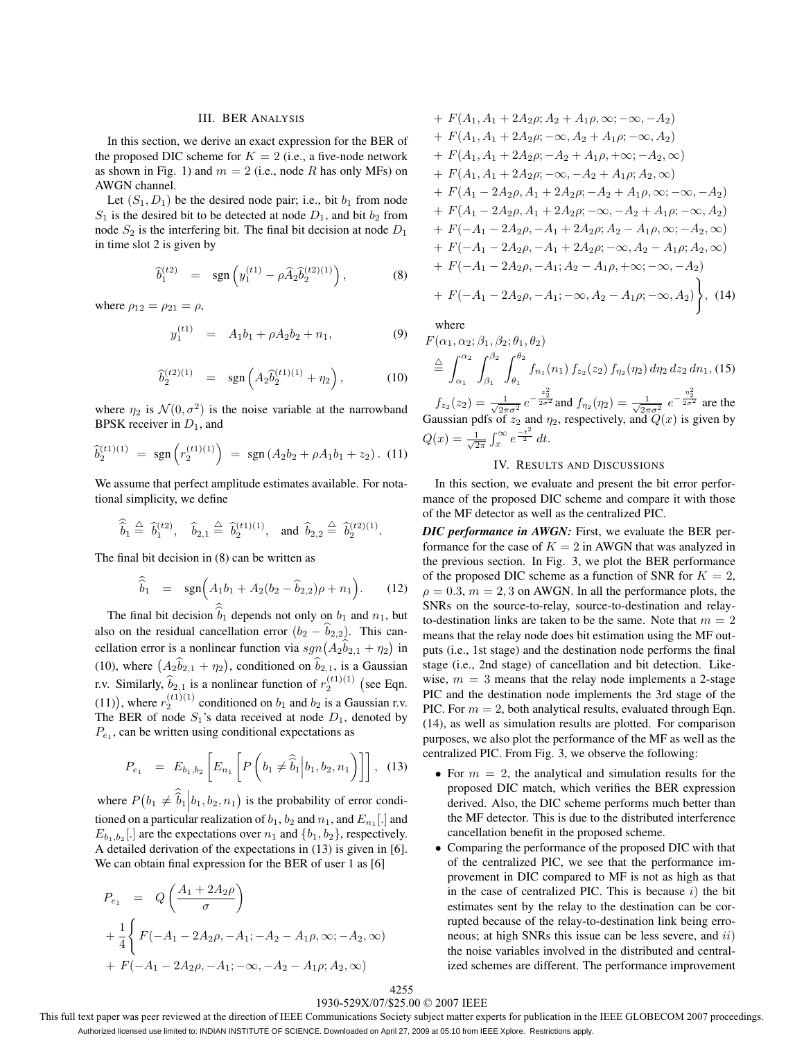## III. BER Analysis

In this section, we derive an exact expression for the BER of the proposed DIC scheme for $K = 2$ (i.e., a five-node network as shown in Fig. 1) and $m = 2$ (i.e., node $R$ has only MFs) on AWGN channel.

Let $(S_1, D_1)$ be the desired node pair; i.e., bit $b_1$ from node $S_1$ is the desired bit to be detected at node $D_1$, and bit $b_2$ from node $S_2$ is the interfering bit. The final bit decision at node $D_1$ in time slot 2 is given by

$$\widehat{b}_1^{(t2)} \;=\; \operatorname{sgn}\left(y_1^{(t1)} - \rho \widehat{A}_2 \widehat{b}_2^{(t2)(1)}\right), \tag{8}$$

where $\rho_{12} = \rho_{21} = \rho$,

$$y_1^{(t1)} \;=\; A_1 b_1 + \rho A_2 b_2 + n_1, \tag{9}$$

$$\widehat{b}_2^{(t2)(1)} \;=\; \operatorname{sgn}\left(A_2 \widehat{b}_2^{(t1)(1)} + \eta_2\right), \tag{10}$$

where $\eta_2$ is $\mathcal{N}(0, \sigma^2)$ is the noise variable at the narrowband BPSK receiver in $D_1$, and

$$\widehat{b}_2^{(t1)(1)} \;=\; \operatorname{sgn}\left(r_2^{(t1)(1)}\right) \;=\; \operatorname{sgn}\left(A_2 b_2 + \rho A_1 b_1 + z_2\right). \tag{11}$$

We assume that perfect amplitude estimates available. For notational simplicity, we define

$$\widehat{\widehat{b}}_1 \triangleq \widehat{b}_1^{(t2)}, \quad \widehat{b}_{2,1} \triangleq \widehat{b}_2^{(t1)(1)}, \quad \text{and } \widehat{b}_{2,2} \triangleq \widehat{b}_2^{(t2)(1)}.$$

The final bit decision in (8) can be written as

$$\widehat{\widehat{b}}_1 \;=\; \operatorname{sgn}\Big(A_1 b_1 + A_2(b_2 - \widehat{b}_{2,2})\rho + n_1\Big). \tag{12}$$

The final bit decision $\widehat{\widehat{b}}_1$ depends not only on $b_1$ and $n_1$, but also on the residual cancellation error $(b_2 - \widehat{b}_{2,2})$. This cancellation error is a nonlinear function via $sgn\big(A_2 \widehat{b}_{2,1} + \eta_2\big)$ in (10), where $\big(A_2 \widehat{b}_{2,1} + \eta_2\big)$, conditioned on $\widehat{b}_{2,1}$, is a Gaussian r.v. Similarly, $\widehat{b}_{2,1}$ is a nonlinear function of $r_2^{(t1)(1)}$ (see Eqn. (11)), where $r_2^{(t1)(1)}$ conditioned on $b_1$ and $b_2$ is a Gaussian r.v. The BER of node $S_1$'s data received at node $D_1$, denoted by $P_{e_1}$, can be written using conditional expectations as

$$P_{e_1} \;=\; E_{b_1, b_2}\left[E_{n_1}\left[P\left(b_1 \neq \widehat{\widehat{b}}_1 \Big| b_1, b_2, n_1\right)\right]\right], \tag{13}$$

where $P\big(b_1 \neq \widehat{\widehat{b}}_1 \big| b_1, b_2, n_1\big)$ is the probability of error conditioned on a particular realization of $b_1$, $b_2$ and $n_1$, and $E_{n_1}[.]$ and $E_{b_1, b_2}[.]$ are the expectations over $n_1$ and $\{b_1, b_2\}$, respectively. A detailed derivation of the expectations in (13) is given in [6]. We can obtain final expression for the BER of user 1 as [6]

$$\begin{aligned}
P_{e_1} \;=\;& Q\left(\frac{A_1 + 2A_2\rho}{\sigma}\right) \\
&+ \frac{1}{4}\Bigg\{ F(-A_1 - 2A_2\rho, -A_1; -A_2 - A_1\rho, \infty; -A_2, \infty) \\
&+ F(-A_1 - 2A_2\rho, -A_1; -\infty, -A_2 - A_1\rho; A_2, \infty) \\
&+ F(A_1, A_1 + 2A_2\rho; A_2 + A_1\rho, \infty; -\infty, -A_2) \\
&+ F(A_1, A_1 + 2A_2\rho; -\infty, A_2 + A_1\rho; -\infty, A_2) \\
&+ F(A_1, A_1 + 2A_2\rho; -A_2 + A_1\rho, +\infty; -A_2, \infty) \\
&+ F(A_1, A_1 + 2A_2\rho; -\infty, -A_2 + A_1\rho; A_2, \infty) \\
&+ F(A_1 - 2A_2\rho, A_1 + 2A_2\rho; -A_2 + A_1\rho, \infty; -\infty, -A_2) \\
&+ F(A_1 - 2A_2\rho, A_1 + 2A_2\rho; -\infty, -A_2 + A_1\rho; -\infty, A_2) \\
&+ F(-A_1 - 2A_2\rho, -A_1 + 2A_2\rho; A_2 - A_1\rho, \infty; -A_2, \infty) \\
&+ F(-A_1 - 2A_2\rho, -A_1 + 2A_2\rho; -\infty, A_2 - A_1\rho; A_2, \infty) \\
&+ F(-A_1 - 2A_2\rho, -A_1; A_2 - A_1\rho, +\infty; -\infty, -A_2) \\
&+ F(-A_1 - 2A_2\rho, -A_1; -\infty, A_2 - A_1\rho; -\infty, A_2)\Bigg\}, 
\end{aligned} \tag{14}$$

where

$$F(\alpha_1, \alpha_2; \beta_1, \beta_2; \theta_1, \theta_2) \triangleq \int_{\alpha_1}^{\alpha_2}\int_{\beta_1}^{\beta_2}\int_{\theta_1}^{\theta_2} f_{n_1}(n_1)\, f_{z_2}(z_2)\, f_{\eta_2}(\eta_2)\, d\eta_2\, dz_2\, dn_1, \tag{15}$$

$f_{z_2}(z_2) = \frac{1}{\sqrt{2\pi\sigma^2}}\, e^{-\frac{z_2^2}{2\sigma^2}}$ and $f_{\eta_2}(\eta_2) = \frac{1}{\sqrt{2\pi\sigma^2}}\, e^{-\frac{\eta_2^2}{2\sigma^2}}$ are the Gaussian pdfs of $z_2$ and $\eta_2$, respectively, and $Q(x)$ is given by $Q(x) = \frac{1}{\sqrt{2\pi}}\int_x^{\infty} e^{\frac{-t^2}{2}}\, dt$.

## IV. Results and Discussions

In this section, we evaluate and present the bit error performance of the proposed DIC scheme and compare it with those of the MF detector as well as the centralized PIC.

***DIC performance in AWGN:*** First, we evaluate the BER performance for the case of $K = 2$ in AWGN that was analyzed in the previous section. In Fig. 3, we plot the BER performance of the proposed DIC scheme as a function of SNR for $K = 2$, $\rho = 0.3$, $m = 2, 3$ on AWGN. In all the performance plots, the SNRs on the source-to-relay, source-to-destination and relay-to-destination links are taken to be the same. Note that $m = 2$ means that the relay node does bit estimation using the MF outputs (i.e., 1st stage) and the destination node performs the final stage (i.e., 2nd stage) of cancellation and bit detection. Likewise, $m = 3$ means that the relay node implements a 2-stage PIC and the destination node implements the 3rd stage of the PIC. For $m = 2$, both analytical results, evaluated through Eqn. (14), as well as simulation results are plotted. For comparison purposes, we also plot the performance of the MF as well as the centralized PIC. From Fig. 3, we observe the following:

- For $m = 2$, the analytical and simulation results for the proposed DIC match, which verifies the BER expression derived. Also, the DIC scheme performs much better than the MF detector. This is due to the distributed interference cancellation benefit in the proposed scheme.
- Comparing the performance of the proposed DIC with that of the centralized PIC, we see that the performance improvement in DIC compared to MF is not as high as that in the case of centralized PIC. This is because $i)$ the bit estimates sent by the relay to the destination can be corrupted because of the relay-to-destination link being erroneous; at high SNRs this issue can be less severe, and $ii)$ the noise variables involved in the distributed and centralized schemes are different. The performance improvement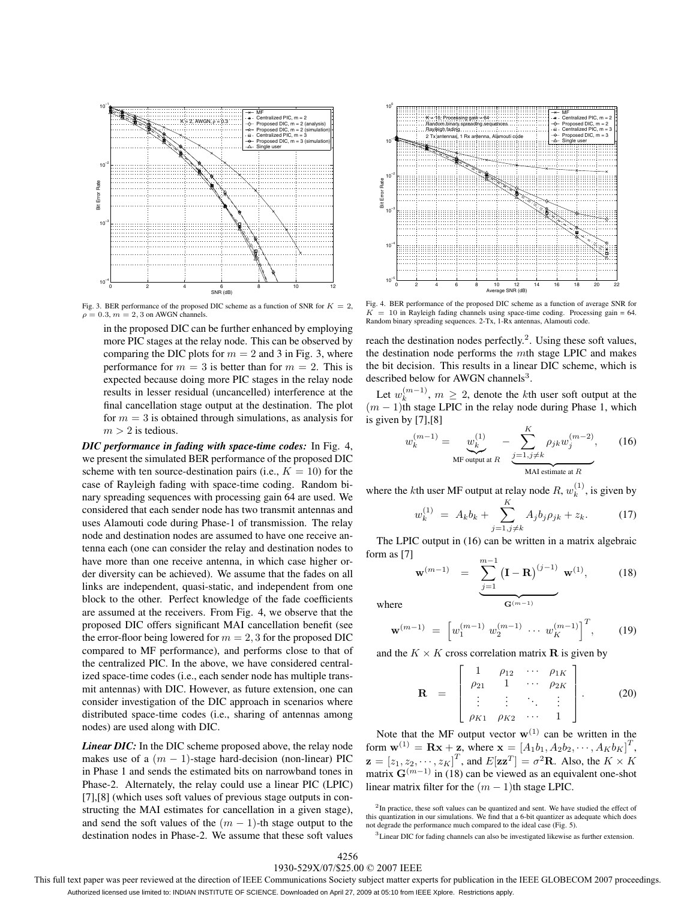Fig. 3. BER performance of the proposed DIC scheme as a function of SNR for $K = 2$, $\rho = 0.3$, $m = 2, 3$ on AWGN channels.

Fig. 4. BER performance of the proposed DIC scheme as a function of average SNR for $K = 10$ in Rayleigh fading channels using space-time coding. Processing gain = 64. Random binary spreading sequences. 2-Tx, 1-Rx antennas, Alamouti code.

in the proposed DIC can be further enhanced by employing more PIC stages at the relay node. This can be observed by comparing the DIC plots for $m = 2$ and 3 in Fig. 3, where performance for $m = 3$ is better than for $m = 2$. This is expected because doing more PIC stages in the relay node results in lesser residual (uncancelled) interference at the final cancellation stage output at the destination. The plot for $m = 3$ is obtained through simulations, as analysis for $m > 2$ is tedious.

***DIC performance in fading with space-time codes:*** In Fig. 4, we present the simulated BER performance of the proposed DIC scheme with ten source-destination pairs (i.e., $K = 10$) for the case of Rayleigh fading with space-time coding. Random binary spreading sequences with processing gain 64 are used. We considered that each sender node has two transmit antennas and uses Alamouti code during Phase-1 of transmission. The relay node and destination nodes are assumed to have one receive antenna each (one can consider the relay and destination nodes to have more than one receive antenna, in which case higher order diversity can be achieved). We assume that the fades on all links are independent, quasi-static, and independent from one block to the other. Perfect knowledge of the fade coefficients are assumed at the receivers. From Fig. 4, we observe that the proposed DIC offers significant MAI cancellation benefit (see the error-floor being lowered for $m = 2, 3$ for the proposed DIC compared to MF performance), and performs close to that of the centralized PIC. In the above, we have considered centralized space-time codes (i.e., each sender node has multiple transmit antennas) with DIC. However, as future extension, one can consider investigation of the DIC approach in scenarios where distributed space-time codes (i.e., sharing of antennas among nodes) are used along with DIC.

***Linear DIC:*** In the DIC scheme proposed above, the relay node makes use of a $(m-1)$-stage hard-decision (non-linear) PIC in Phase 1 and sends the estimated bits on narrowband tones in Phase-2. Alternately, the relay could use a linear PIC (LPIC) [7],[8] (which uses soft values of previous stage outputs in constructing the MAI estimates for cancellation in a given stage), and send the soft values of the $(m-1)$-th stage output to the destination nodes in Phase-2. We assume that these soft values reach the destination nodes perfectly.[2]. Using these soft values, the destination node performs the $m$th stage LPIC and makes the bit decision. This results in a linear DIC scheme, which is described below for AWGN channels[3].

Let $w_k^{(m-1)}$, $m \geq 2$, denote the $k$th user soft output at the $(m-1)$th stage LPIC in the relay node during Phase 1, which is given by [7],[8]

$$w_k^{(m-1)} = \underbrace{w_k^{(1)}}_{\text{MF output at } R} - \underbrace{\sum_{j=1, j\neq k}^{K} \rho_{jk} w_j^{(m-2)}}_{\text{MAI estimate at } R}, \tag{16}$$

where the $k$th user MF output at relay node $R$, $w_k^{(1)}$, is given by

$$w_k^{(1)} = A_k b_k + \sum_{j=1, j\neq k}^{K} A_j b_j \rho_{jk} + z_k. \tag{17}$$

The LPIC output in (16) can be written in a matrix algebraic form as [7]

$$\mathbf{w}^{(m-1)} = \underbrace{\sum_{j=1}^{m-1} \left(\mathbf{I} - \mathbf{R}\right)^{(j-1)}}_{\mathbf{G}^{(m-1)}} \mathbf{w}^{(1)}, \tag{18}$$

where

$$\mathbf{w}^{(m-1)} = \left[w_1^{(m-1)} \; w_2^{(m-1)} \; \cdots \; w_K^{(m-1)}\right]^T, \tag{19}$$

and the $K \times K$ cross correlation matrix $\mathbf{R}$ is given by

$$\mathbf{R} = \begin{bmatrix} 1 & \rho_{12} & \cdots & \rho_{1K} \\ \rho_{21} & 1 & \cdots & \rho_{2K} \\ \vdots & \vdots & \ddots & \vdots \\ \rho_{K1} & \rho_{K2} & \cdots & 1 \end{bmatrix}. \tag{20}$$

Note that the MF output vector $\mathbf{w}^{(1)}$ can be written in the form $\mathbf{w}^{(1)} = \mathbf{R}\mathbf{x} + \mathbf{z}$, where $\mathbf{x} = [A_1 b_1, A_2 b_2, \cdots, A_K b_K]^T$, $\mathbf{z} = [z_1, z_2, \cdots, z_K]^T$, and $E[\mathbf{z}\mathbf{z}^T] = \sigma^2 \mathbf{R}$. Also, the $K \times K$ matrix $\mathbf{G}^{(m-1)}$ in (18) can be viewed as an equivalent one-shot linear matrix filter for the $(m-1)$th stage LPIC.

[2] In practice, these soft values can be quantized and sent. We have studied the effect of this quantization in our simulations. We find that a 6-bit quantizer as adequate which does not degrade the performance much compared to the ideal case (Fig. 5).

[3] Linear DIC for fading channels can also be investigated likewise as further extension.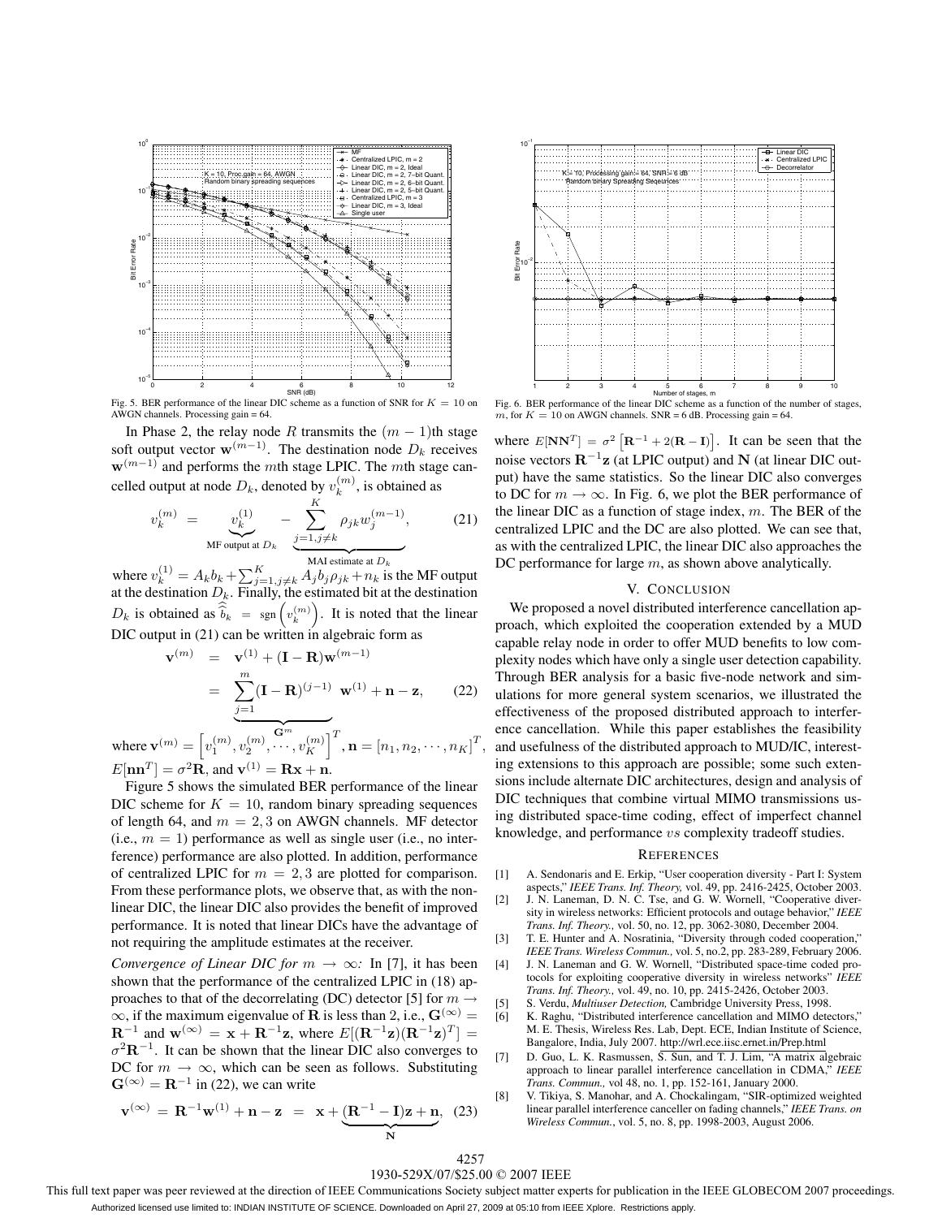10^0

10^-1

10^-2

10^-3

10^-4

10^-5

Bit Error Rate

0 2 4 6 8 10 12

SNR (dB)

K = 10, Proc.gain = 64, AWGN
Random binary spreading sequences

MF
Centralized LPIC, m = 2
Linear DIC, m = 2, Ideal
Linear DIC, m = 2, 7–bit Quant.
Linear DIC, m = 2, 6–bit Quant.
Linear DIC, m = 2, 5–bit Quant.
Centralized LPIC, m = 3
Linear DIC, m = 3, Ideal
Single user

Fig. 5. BER performance of the linear DIC scheme as a function of SNR for $K = 10$ on AWGN channels. Processing gain = 64.

In Phase 2, the relay node $R$ transmits the $(m-1)$th stage soft output vector $\mathbf{w}^{(m-1)}$. The destination node $D_k$ receives $\mathbf{w}^{(m-1)}$ and performs the $m$th stage LPIC. The $m$th stage cancelled output at node $D_k$, denoted by $v_k^{(m)}$, is obtained as

$$v_k^{(m)} \;=\; \underbrace{v_k^{(1)}}_{\text{MF output at } D_k} \;-\; \underbrace{\sum_{j=1, j\neq k}^{K} \rho_{jk} w_j^{(m-1)}}_{\text{MAI estimate at } D_k}, \tag{21}$$

where $v_k^{(1)} = A_k b_k + \sum_{j=1, j\neq k}^{K} A_j b_j \rho_{jk} + n_k$ is the MF output at the destination $D_k$. Finally, the estimated bit at the destination $D_k$ is obtained as $\widehat{\widehat{b}}_k \;=\; \text{sgn}\left(v_k^{(m)}\right)$. It is noted that the linear DIC output in (21) can be written in algebraic form as

$$\begin{aligned}\mathbf{v}^{(m)} \;&=\; \mathbf{v}^{(1)} + (\mathbf{I}-\mathbf{R})\mathbf{w}^{(m-1)} \\ &=\; \underbrace{\sum_{j=1}^{m} (\mathbf{I}-\mathbf{R})^{(j-1)}}_{\mathbf{G}^m} \;\mathbf{w}^{(1)} + \mathbf{n} - \mathbf{z},\end{aligned} \tag{22}$$

where $\mathbf{v}^{(m)} = \left[v_1^{(m)}, v_2^{(m)}, \cdots, v_K^{(m)}\right]^T$, $\mathbf{n} = [n_1, n_2, \cdots, n_K]^T$, $E[\mathbf{n}\mathbf{n}^T] = \sigma^2\mathbf{R}$, and $\mathbf{v}^{(1)} = \mathbf{R}\mathbf{x} + \mathbf{n}$.

Figure 5 shows the simulated BER performance of the linear DIC scheme for $K = 10$, random binary spreading sequences of length 64, and $m = 2, 3$ on AWGN channels. MF detector (i.e., $m = 1$) performance as well as single user (i.e., no interference) performance are also plotted. In addition, performance of centralized LPIC for $m = 2, 3$ are plotted for comparison. From these performance plots, we observe that, as with the nonlinear DIC, the linear DIC also provides the benefit of improved performance. It is noted that linear DICs have the advantage of not requiring the amplitude estimates at the receiver.

*Convergence of Linear DIC for $m \to \infty$:* In [7], it has been shown that the performance of the centralized LPIC in (18) approaches to that of the decorrelating (DC) detector [5] for $m \to \infty$, if the maximum eigenvalue of $\mathbf{R}$ is less than 2, i.e., $\mathbf{G}^{(\infty)} = \mathbf{R}^{-1}$ and $\mathbf{w}^{(\infty)} = \mathbf{x} + \mathbf{R}^{-1}\mathbf{z}$, where $E[(\mathbf{R}^{-1}\mathbf{z})(\mathbf{R}^{-1}\mathbf{z})^T] = \sigma^2\mathbf{R}^{-1}$. It can be shown that the linear DIC also converges to DC for $m \to \infty$, which can be seen as follows. Substituting $\mathbf{G}^{(\infty)} = \mathbf{R}^{-1}$ in (22), we can write

$$\mathbf{v}^{(\infty)} \;=\; \mathbf{R}^{-1}\mathbf{w}^{(1)} + \mathbf{n} - \mathbf{z} \;\;=\;\; \mathbf{x} + \underbrace{(\mathbf{R}^{-1}-\mathbf{I})\mathbf{z} + \mathbf{n}}_{\mathbf{N}}, \tag{23}$$

10^-1

10^-2

Bit Error Rate

1 2 3 4 5 6 7 8 9 10

Number of stages, m

K = 10, Processing gain = 64, SNR = 6 dB
Random binary Spreading Sequences

Linear DIC
Centralized LPIC
Decorrelator

Fig. 6. BER performance of the linear DIC scheme as a function of the number of stages, $m$, for $K = 10$ on AWGN channels. SNR = 6 dB. Processing gain = 64.

where $E[\mathbf{N}\mathbf{N}^T] = \sigma^2\left[\mathbf{R}^{-1} + 2(\mathbf{R}-\mathbf{I})\right]$. It can be seen that the noise vectors $\mathbf{R}^{-1}\mathbf{z}$ (at LPIC output) and $\mathbf{N}$ (at linear DIC output) have the same statistics. So the linear DIC also converges to DC for $m \to \infty$. In Fig. 6, we plot the BER performance of the linear DIC as a function of stage index, $m$. The BER of the centralized LPIC and the DC are also plotted. We can see that, as with the centralized LPIC, the linear DIC also approaches the DC performance for large $m$, as shown above analytically.

## V. Conclusion

We proposed a novel distributed interference cancellation approach, which exploited the cooperation extended by a MUD capable relay node in order to offer MUD benefits to low complexity nodes which have only a single user detection capability. Through BER analysis for a basic five-node network and simulations for more general system scenarios, we illustrated the effectiveness of the proposed distributed approach to interference cancellation. While this paper establishes the feasibility and usefulness of the distributed approach to MUD/IC, interesting extensions to this approach are possible; some such extensions include alternate DIC architectures, design and analysis of DIC techniques that combine virtual MIMO transmissions using distributed space-time coding, effect of imperfect channel knowledge, and performance *vs* complexity tradeoff studies.

## References

[1] A. Sendonaris and E. Erkip, "User cooperation diversity - Part I: System aspects," *IEEE Trans. Inf. Theory,* vol. 49, pp. 2416-2425, October 2003.

[2] J. N. Laneman, D. N. C. Tse, and G. W. Wornell, "Cooperative diversity in wireless networks: Efficient protocols and outage behavior," *IEEE Trans. Inf. Theory.,* vol. 50, no. 12, pp. 3062-3080, December 2004.

[3] T. E. Hunter and A. Nosratinia, "Diversity through coded cooperation," *IEEE Trans. Wireless Commun.,* vol. 5, no.2, pp. 283-289, February 2006.

[4] J. N. Laneman and G. W. Wornell, "Distributed space-time coded protocols for exploiting cooperative diversity in wireless networks" *IEEE Trans. Inf. Theory.,* vol. 49, no. 10, pp. 2415-2426, October 2003.

[5] S. Verdu, *Multiuser Detection,* Cambridge University Press, 1998.

[6] K. Raghu, "Distributed interference cancellation and MIMO detectors," M. E. Thesis, Wireless Res. Lab, Dept. ECE, Indian Institute of Science, Bangalore, India, July 2007. http://wrl.ece.iisc.ernet.in/Prep.html

[7] D. Guo, L. K. Rasmussen, S. Sun, and T. J. Lim, "A matrix algebraic approach to linear parallel interference cancellation in CDMA," *IEEE Trans. Commun.,* vol 48, no. 1, pp. 152-161, January 2000.

[8] V. Tikiya, S. Manohar, and A. Chockalingam, "SIR-optimized weighted linear parallel interference canceller on fading channels," *IEEE Trans. on Wireless Commun.*, vol. 5, no. 8, pp. 1998-2003, August 2006.